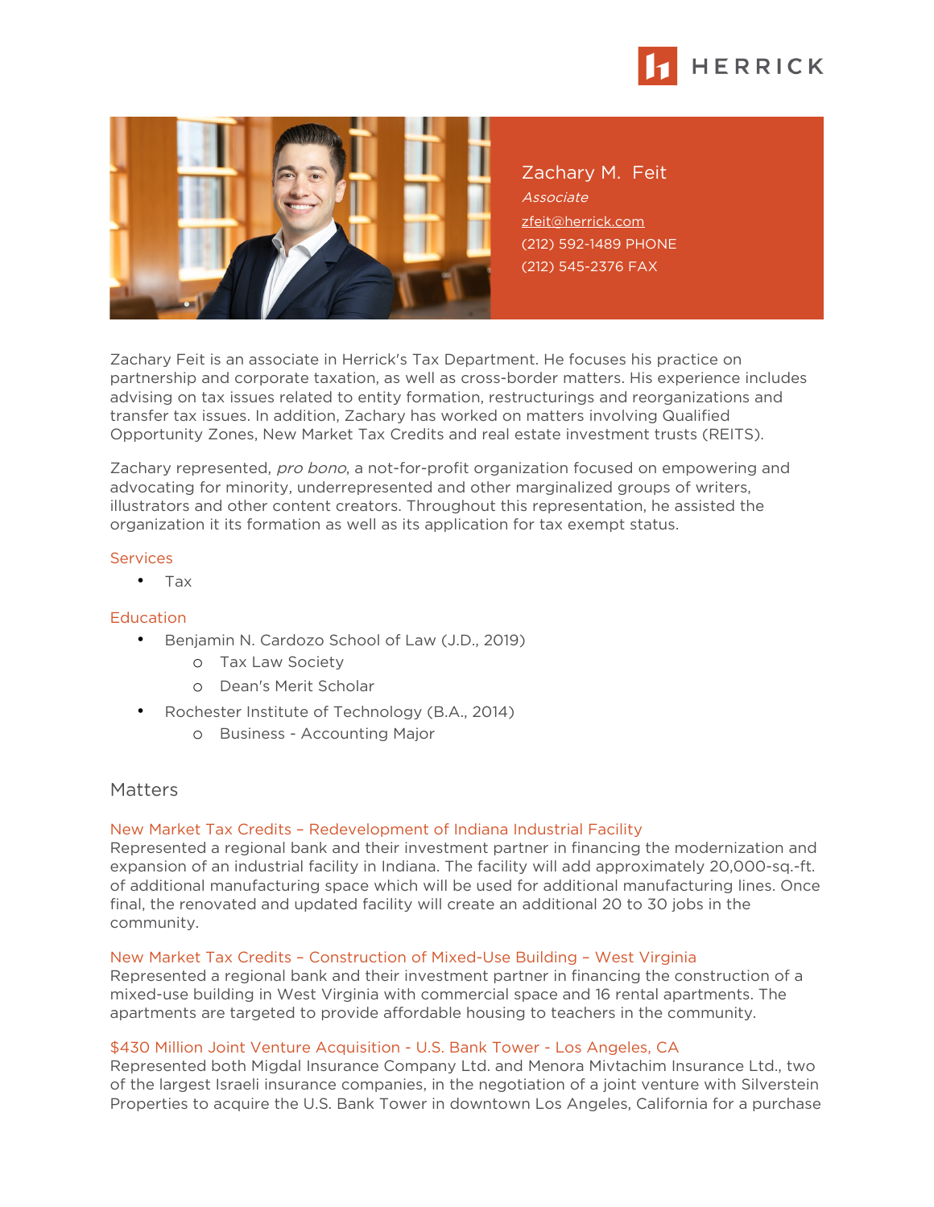HERRICK

# Zachary M. Feit

*Associate*

zfeit@herrick.com

(212) 592-1489 PHONE

(212) 545-2376 FAX

Zachary Feit is an associate in Herrick's Tax Department. He focuses his practice on partnership and corporate taxation, as well as cross-border matters. His experience includes advising on tax issues related to entity formation, restructurings and reorganizations and transfer tax issues. In addition, Zachary has worked on matters involving Qualified Opportunity Zones, New Market Tax Credits and real estate investment trusts (REITS).

Zachary represented, *pro bono*, a not-for-profit organization focused on empowering and advocating for minority, underrepresented and other marginalized groups of writers, illustrators and other content creators. Throughout this representation, he assisted the organization it its formation as well as its application for tax exempt status.

### Services

- Tax

### Education

- Benjamin N. Cardozo School of Law (J.D., 2019)
  - Tax Law Society
  - Dean's Merit Scholar
- Rochester Institute of Technology (B.A., 2014)
  - Business - Accounting Major

## Matters

### New Market Tax Credits – Redevelopment of Indiana Industrial Facility

Represented a regional bank and their investment partner in financing the modernization and expansion of an industrial facility in Indiana. The facility will add approximately 20,000-sq.-ft. of additional manufacturing space which will be used for additional manufacturing lines. Once final, the renovated and updated facility will create an additional 20 to 30 jobs in the community.

### New Market Tax Credits – Construction of Mixed-Use Building – West Virginia

Represented a regional bank and their investment partner in financing the construction of a mixed-use building in West Virginia with commercial space and 16 rental apartments. The apartments are targeted to provide affordable housing to teachers in the community.

### $430 Million Joint Venture Acquisition - U.S. Bank Tower - Los Angeles, CA

Represented both Migdal Insurance Company Ltd. and Menora Mivtachim Insurance Ltd., two of the largest Israeli insurance companies, in the negotiation of a joint venture with Silverstein Properties to acquire the U.S. Bank Tower in downtown Los Angeles, California for a purchase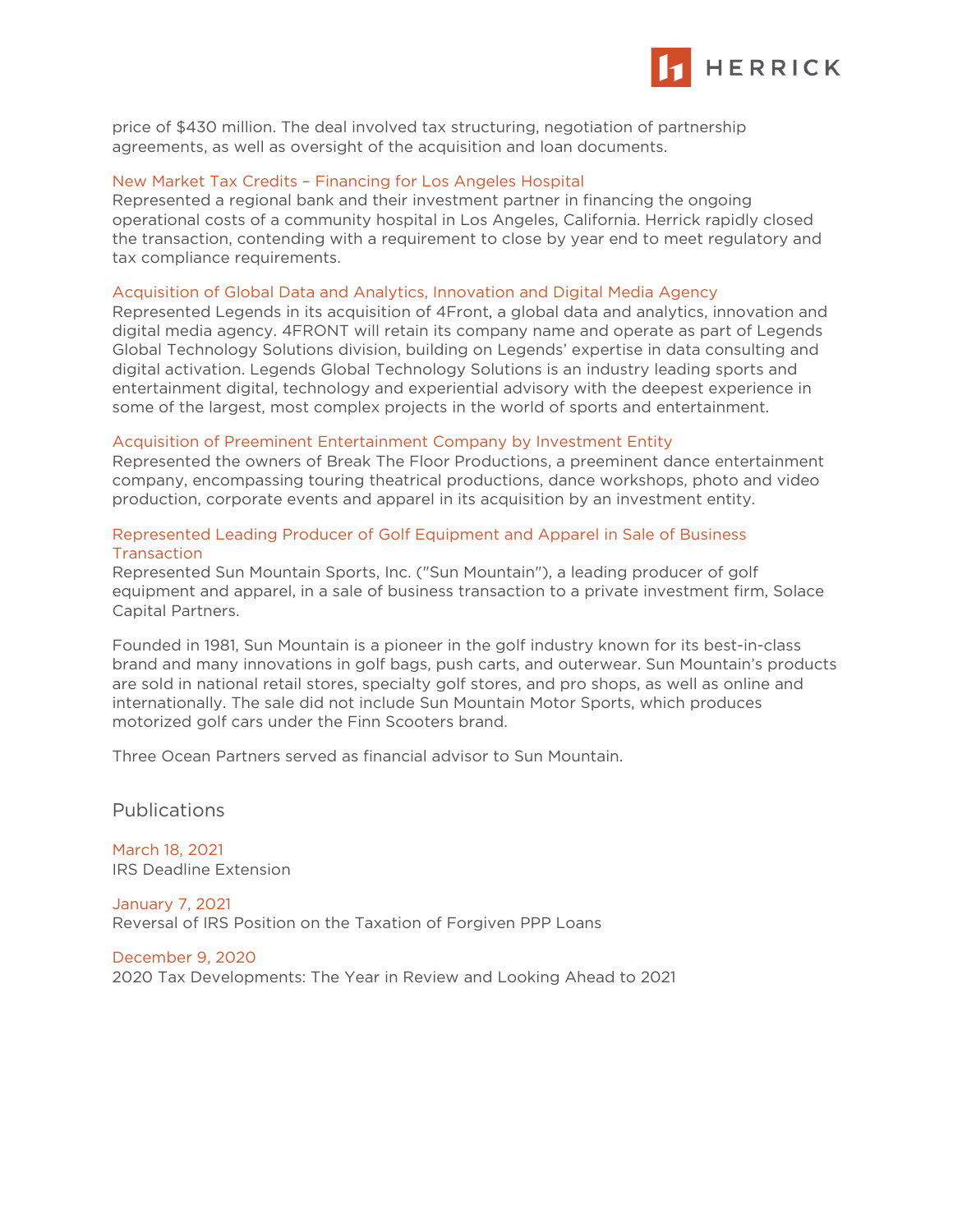price of $430 million. The deal involved tax structuring, negotiation of partnership agreements, as well as oversight of the acquisition and loan documents.

### New Market Tax Credits – Financing for Los Angeles Hospital

Represented a regional bank and their investment partner in financing the ongoing operational costs of a community hospital in Los Angeles, California. Herrick rapidly closed the transaction, contending with a requirement to close by year end to meet regulatory and tax compliance requirements.

### Acquisition of Global Data and Analytics, Innovation and Digital Media Agency

Represented Legends in its acquisition of 4Front, a global data and analytics, innovation and digital media agency. 4FRONT will retain its company name and operate as part of Legends Global Technology Solutions division, building on Legends' expertise in data consulting and digital activation. Legends Global Technology Solutions is an industry leading sports and entertainment digital, technology and experiential advisory with the deepest experience in some of the largest, most complex projects in the world of sports and entertainment.

### Acquisition of Preeminent Entertainment Company by Investment Entity

Represented the owners of Break The Floor Productions, a preeminent dance entertainment company, encompassing touring theatrical productions, dance workshops, photo and video production, corporate events and apparel in its acquisition by an investment entity.

### Represented Leading Producer of Golf Equipment and Apparel in Sale of Business Transaction

Represented Sun Mountain Sports, Inc. ("Sun Mountain"), a leading producer of golf equipment and apparel, in a sale of business transaction to a private investment firm, Solace Capital Partners.

Founded in 1981, Sun Mountain is a pioneer in the golf industry known for its best-in-class brand and many innovations in golf bags, push carts, and outerwear. Sun Mountain's products are sold in national retail stores, specialty golf stores, and pro shops, as well as online and internationally. The sale did not include Sun Mountain Motor Sports, which produces motorized golf cars under the Finn Scooters brand.

Three Ocean Partners served as financial advisor to Sun Mountain.

## Publications

March 18, 2021
IRS Deadline Extension

January 7, 2021
Reversal of IRS Position on the Taxation of Forgiven PPP Loans

December 9, 2020
2020 Tax Developments: The Year in Review and Looking Ahead to 2021